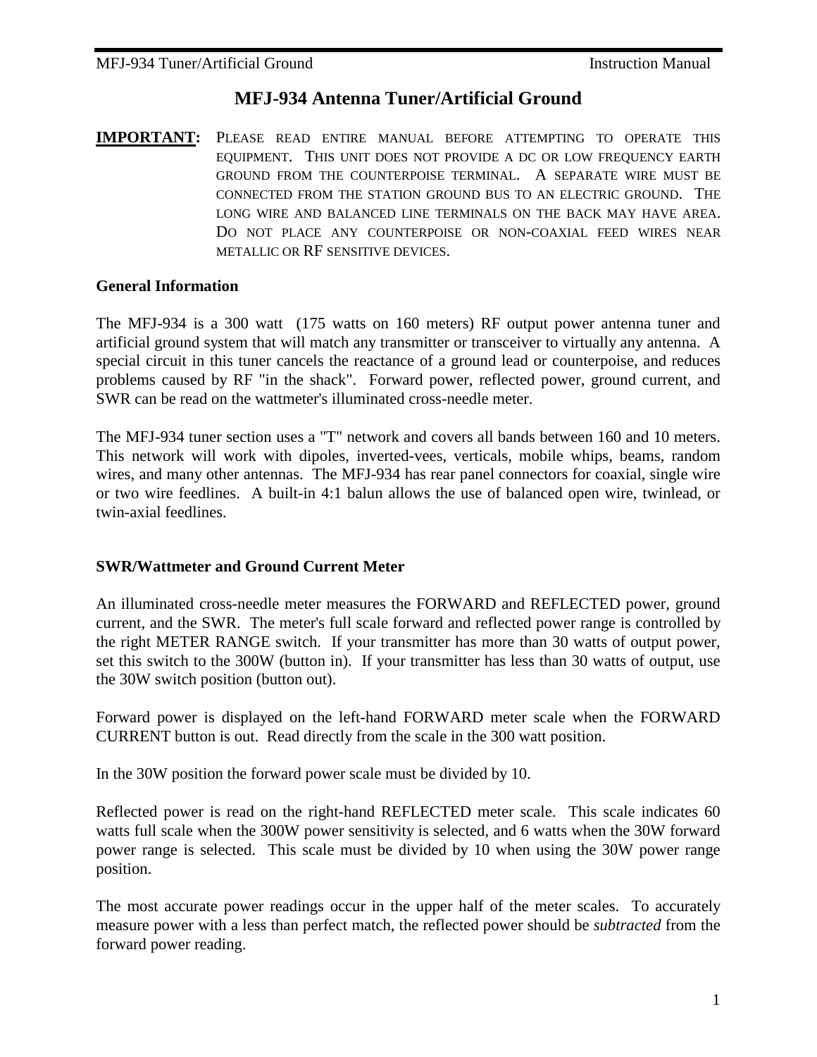# MFJ-934 Antenna Tuner/Artificial Ground

**IMPORTANT:** PLEASE READ ENTIRE MANUAL BEFORE ATTEMPTING TO OPERATE THIS EQUIPMENT. THIS UNIT DOES NOT PROVIDE A DC OR LOW FREQUENCY EARTH GROUND FROM THE COUNTERPOISE TERMINAL. A SEPARATE WIRE MUST BE CONNECTED FROM THE STATION GROUND BUS TO AN ELECTRIC GROUND. THE LONG WIRE AND BALANCED LINE TERMINALS ON THE BACK MAY HAVE AREA. DO NOT PLACE ANY COUNTERPOISE OR NON-COAXIAL FEED WIRES NEAR METALLIC OR RF SENSITIVE DEVICES.

### General Information

The MFJ-934 is a 300 watt (175 watts on 160 meters) RF output power antenna tuner and artificial ground system that will match any transmitter or transceiver to virtually any antenna. A special circuit in this tuner cancels the reactance of a ground lead or counterpoise, and reduces problems caused by RF "in the shack". Forward power, reflected power, ground current, and SWR can be read on the wattmeter's illuminated cross-needle meter.

The MFJ-934 tuner section uses a "T" network and covers all bands between 160 and 10 meters. This network will work with dipoles, inverted-vees, verticals, mobile whips, beams, random wires, and many other antennas. The MFJ-934 has rear panel connectors for coaxial, single wire or two wire feedlines. A built-in 4:1 balun allows the use of balanced open wire, twinlead, or twin-axial feedlines.

### SWR/Wattmeter and Ground Current Meter

An illuminated cross-needle meter measures the FORWARD and REFLECTED power, ground current, and the SWR. The meter's full scale forward and reflected power range is controlled by the right METER RANGE switch. If your transmitter has more than 30 watts of output power, set this switch to the 300W (button in). If your transmitter has less than 30 watts of output, use the 30W switch position (button out).

Forward power is displayed on the left-hand FORWARD meter scale when the FORWARD CURRENT button is out. Read directly from the scale in the 300 watt position.

In the 30W position the forward power scale must be divided by 10.

Reflected power is read on the right-hand REFLECTED meter scale. This scale indicates 60 watts full scale when the 300W power sensitivity is selected, and 6 watts when the 30W forward power range is selected. This scale must be divided by 10 when using the 30W power range position.

The most accurate power readings occur in the upper half of the meter scales. To accurately measure power with a less than perfect match, the reflected power should be *subtracted* from the forward power reading.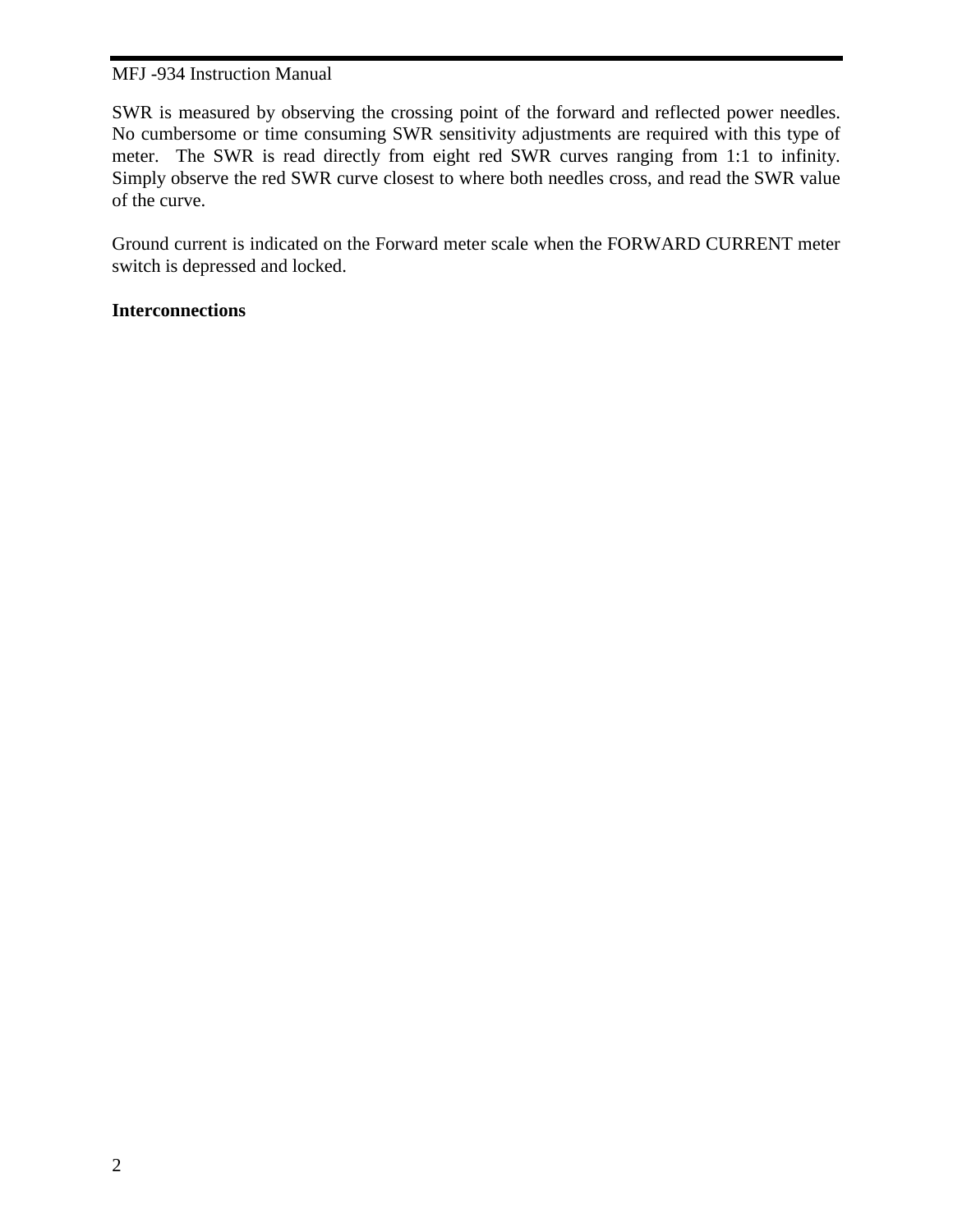SWR is measured by observing the crossing point of the forward and reflected power needles. No cumbersome or time consuming SWR sensitivity adjustments are required with this type of meter. The SWR is read directly from eight red SWR curves ranging from 1:1 to infinity. Simply observe the red SWR curve closest to where both needles cross, and read the SWR value of the curve.

Ground current is indicated on the Forward meter scale when the FORWARD CURRENT meter switch is depressed and locked.

**Interconnections**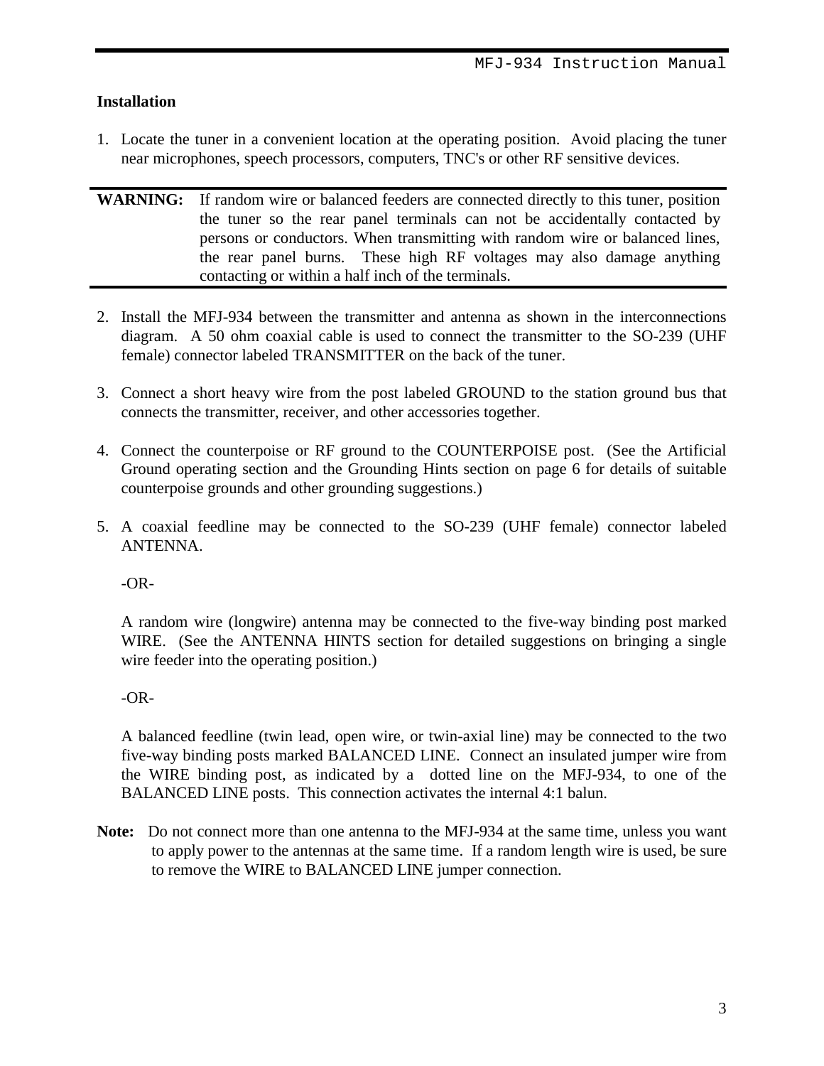## Installation

1. Locate the tuner in a convenient location at the operating position. Avoid placing the tuner near microphones, speech processors, computers, TNC's or other RF sensitive devices.

---

**WARNING:** If random wire or balanced feeders are connected directly to this tuner, position the tuner so the rear panel terminals can not be accidentally contacted by persons or conductors. When transmitting with random wire or balanced lines, the rear panel burns. These high RF voltages may also damage anything contacting or within a half inch of the terminals.

---

2. Install the MFJ-934 between the transmitter and antenna as shown in the interconnections diagram. A 50 ohm coaxial cable is used to connect the transmitter to the SO-239 (UHF female) connector labeled TRANSMITTER on the back of the tuner.

3. Connect a short heavy wire from the post labeled GROUND to the station ground bus that connects the transmitter, receiver, and other accessories together.

4. Connect the counterpoise or RF ground to the COUNTERPOISE post. (See the Artificial Ground operating section and the Grounding Hints section on page 6 for details of suitable counterpoise grounds and other grounding suggestions.)

5. A coaxial feedline may be connected to the SO-239 (UHF female) connector labeled ANTENNA.

   -OR-

   A random wire (longwire) antenna may be connected to the five-way binding post marked WIRE. (See the ANTENNA HINTS section for detailed suggestions on bringing a single wire feeder into the operating position.)

   -OR-

   A balanced feedline (twin lead, open wire, or twin-axial line) may be connected to the two five-way binding posts marked BALANCED LINE. Connect an insulated jumper wire from the WIRE binding post, as indicated by a dotted line on the MFJ-934, to one of the BALANCED LINE posts. This connection activates the internal 4:1 balun.

**Note:** Do not connect more than one antenna to the MFJ-934 at the same time, unless you want to apply power to the antennas at the same time. If a random length wire is used, be sure to remove the WIRE to BALANCED LINE jumper connection.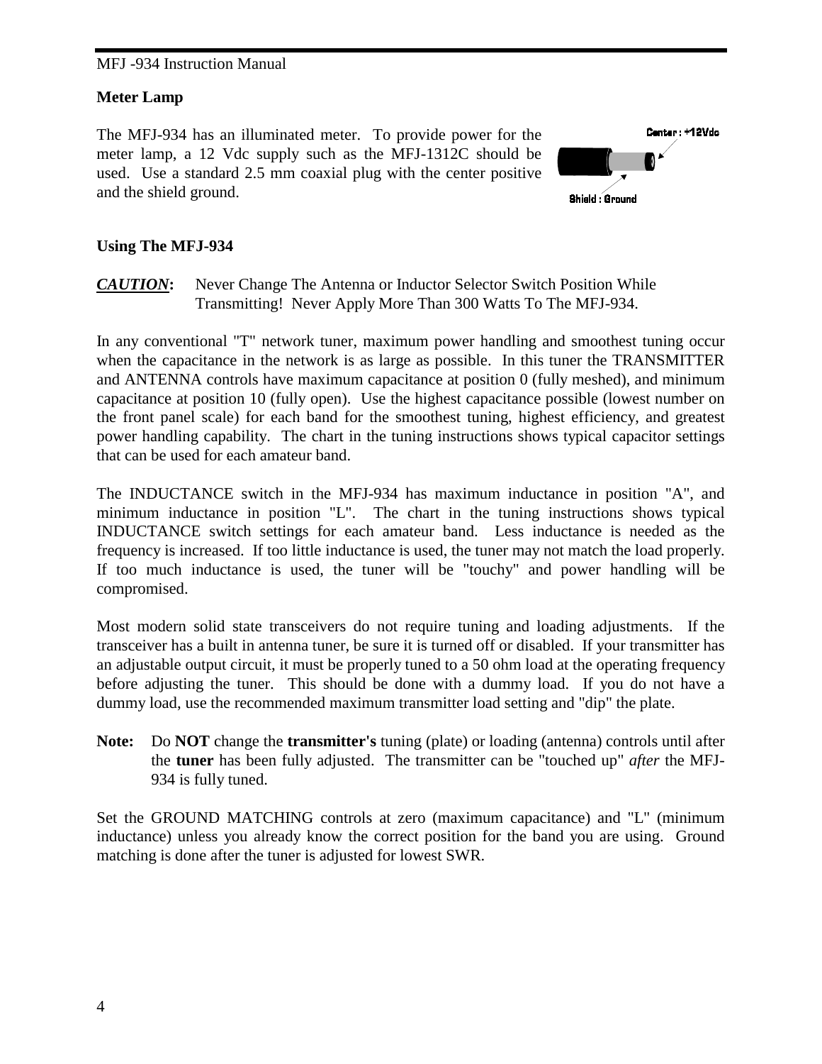## Meter Lamp

The MFJ-934 has an illuminated meter. To provide power for the meter lamp, a 12 Vdc supply such as the MFJ-1312C should be used. Use a standard 2.5 mm coaxial plug with the center positive and the shield ground.

Center : +12Vdc

Shield : Ground

## Using The MFJ-934

***CAUTION*:** Never Change The Antenna or Inductor Selector Switch Position While Transmitting! Never Apply More Than 300 Watts To The MFJ-934.

In any conventional "T" network tuner, maximum power handling and smoothest tuning occur when the capacitance in the network is as large as possible. In this tuner the TRANSMITTER and ANTENNA controls have maximum capacitance at position 0 (fully meshed), and minimum capacitance at position 10 (fully open). Use the highest capacitance possible (lowest number on the front panel scale) for each band for the smoothest tuning, highest efficiency, and greatest power handling capability. The chart in the tuning instructions shows typical capacitor settings that can be used for each amateur band.

The INDUCTANCE switch in the MFJ-934 has maximum inductance in position "A", and minimum inductance in position "L". The chart in the tuning instructions shows typical INDUCTANCE switch settings for each amateur band. Less inductance is needed as the frequency is increased. If too little inductance is used, the tuner may not match the load properly. If too much inductance is used, the tuner will be "touchy" and power handling will be compromised.

Most modern solid state transceivers do not require tuning and loading adjustments. If the transceiver has a built in antenna tuner, be sure it is turned off or disabled. If your transmitter has an adjustable output circuit, it must be properly tuned to a 50 ohm load at the operating frequency before adjusting the tuner. This should be done with a dummy load. If you do not have a dummy load, use the recommended maximum transmitter load setting and "dip" the plate.

**Note:** Do **NOT** change the **transmitter's** tuning (plate) or loading (antenna) controls until after the **tuner** has been fully adjusted. The transmitter can be "touched up" *after* the MFJ-934 is fully tuned.

Set the GROUND MATCHING controls at zero (maximum capacitance) and "L" (minimum inductance) unless you already know the correct position for the band you are using. Ground matching is done after the tuner is adjusted for lowest SWR.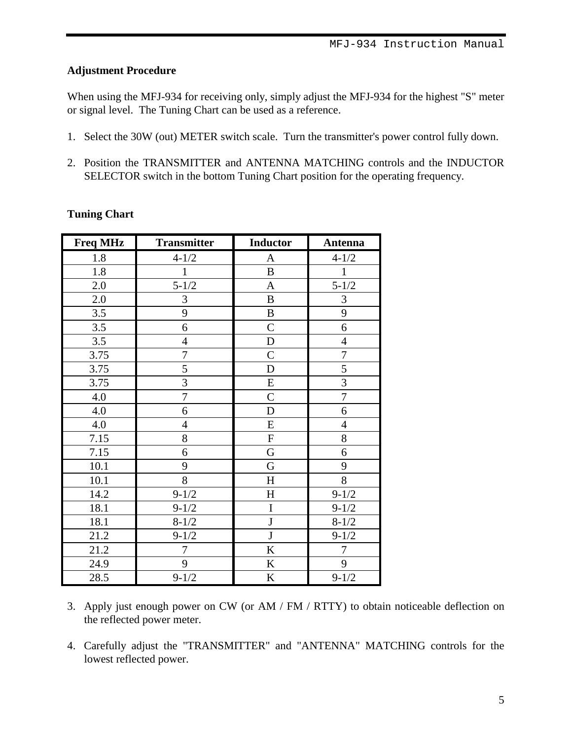### Adjustment Procedure

When using the MFJ-934 for receiving only, simply adjust the MFJ-934 for the highest "S" meter or signal level. The Tuning Chart can be used as a reference.

1. Select the 30W (out) METER switch scale. Turn the transmitter's power control fully down.

2. Position the TRANSMITTER and ANTENNA MATCHING controls and the INDUCTOR SELECTOR switch in the bottom Tuning Chart position for the operating frequency.

### Tuning Chart

| Freq MHz | Transmitter | Inductor | Antenna |
|---|---|---|---|
| 1.8 | 4-1/2 | A | 4-1/2 |
| 1.8 | 1 | B | 1 |
| 2.0 | 5-1/2 | A | 5-1/2 |
| 2.0 | 3 | B | 3 |
| 3.5 | 9 | B | 9 |
| 3.5 | 6 | C | 6 |
| 3.5 | 4 | D | 4 |
| 3.75 | 7 | C | 7 |
| 3.75 | 5 | D | 5 |
| 3.75 | 3 | E | 3 |
| 4.0 | 7 | C | 7 |
| 4.0 | 6 | D | 6 |
| 4.0 | 4 | E | 4 |
| 7.15 | 8 | F | 8 |
| 7.15 | 6 | G | 6 |
| 10.1 | 9 | G | 9 |
| 10.1 | 8 | H | 8 |
| 14.2 | 9-1/2 | H | 9-1/2 |
| 18.1 | 9-1/2 | I | 9-1/2 |
| 18.1 | 8-1/2 | J | 8-1/2 |
| 21.2 | 9-1/2 | J | 9-1/2 |
| 21.2 | 7 | K | 7 |
| 24.9 | 9 | K | 9 |
| 28.5 | 9-1/2 | K | 9-1/2 |

3. Apply just enough power on CW (or AM / FM / RTTY) to obtain noticeable deflection on the reflected power meter.

4. Carefully adjust the "TRANSMITTER" and "ANTENNA" MATCHING controls for the lowest reflected power.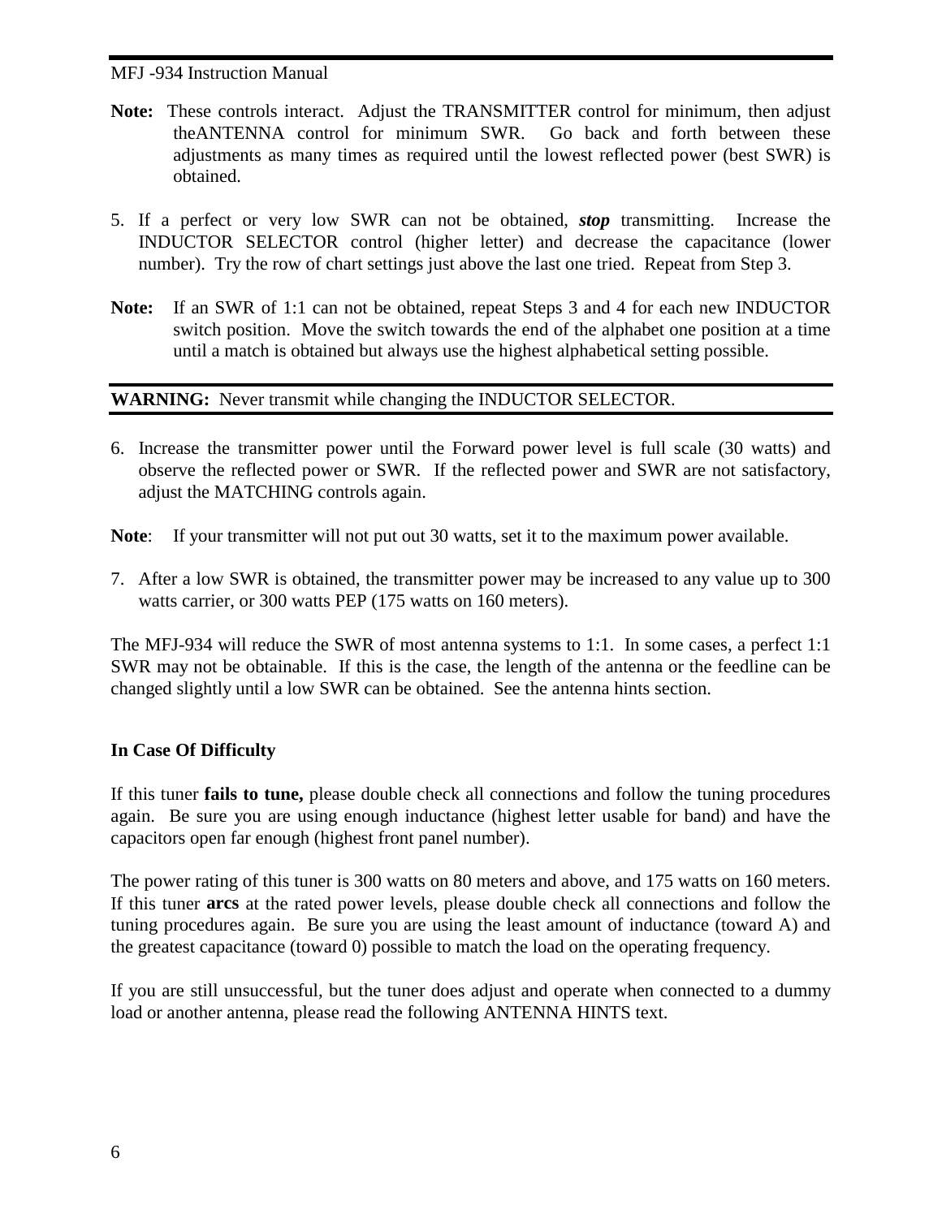**Note:** These controls interact. Adjust the TRANSMITTER control for minimum, then adjust theANTENNA control for minimum SWR. Go back and forth between these adjustments as many times as required until the lowest reflected power (best SWR) is obtained.

5. If a perfect or very low SWR can not be obtained, ***stop*** transmitting. Increase the INDUCTOR SELECTOR control (higher letter) and decrease the capacitance (lower number). Try the row of chart settings just above the last one tried. Repeat from Step 3.

**Note:** If an SWR of 1:1 can not be obtained, repeat Steps 3 and 4 for each new INDUCTOR switch position. Move the switch towards the end of the alphabet one position at a time until a match is obtained but always use the highest alphabetical setting possible.

---

**WARNING:** Never transmit while changing the INDUCTOR SELECTOR.

---

6. Increase the transmitter power until the Forward power level is full scale (30 watts) and observe the reflected power or SWR. If the reflected power and SWR are not satisfactory, adjust the MATCHING controls again.

**Note**: If your transmitter will not put out 30 watts, set it to the maximum power available.

7. After a low SWR is obtained, the transmitter power may be increased to any value up to 300 watts carrier, or 300 watts PEP (175 watts on 160 meters).

The MFJ-934 will reduce the SWR of most antenna systems to 1:1. In some cases, a perfect 1:1 SWR may not be obtainable. If this is the case, the length of the antenna or the feedline can be changed slightly until a low SWR can be obtained. See the antenna hints section.

### In Case Of Difficulty

If this tuner **fails to tune,** please double check all connections and follow the tuning procedures again. Be sure you are using enough inductance (highest letter usable for band) and have the capacitors open far enough (highest front panel number).

The power rating of this tuner is 300 watts on 80 meters and above, and 175 watts on 160 meters. If this tuner **arcs** at the rated power levels, please double check all connections and follow the tuning procedures again. Be sure you are using the least amount of inductance (toward A) and the greatest capacitance (toward 0) possible to match the load on the operating frequency.

If you are still unsuccessful, but the tuner does adjust and operate when connected to a dummy load or another antenna, please read the following ANTENNA HINTS text.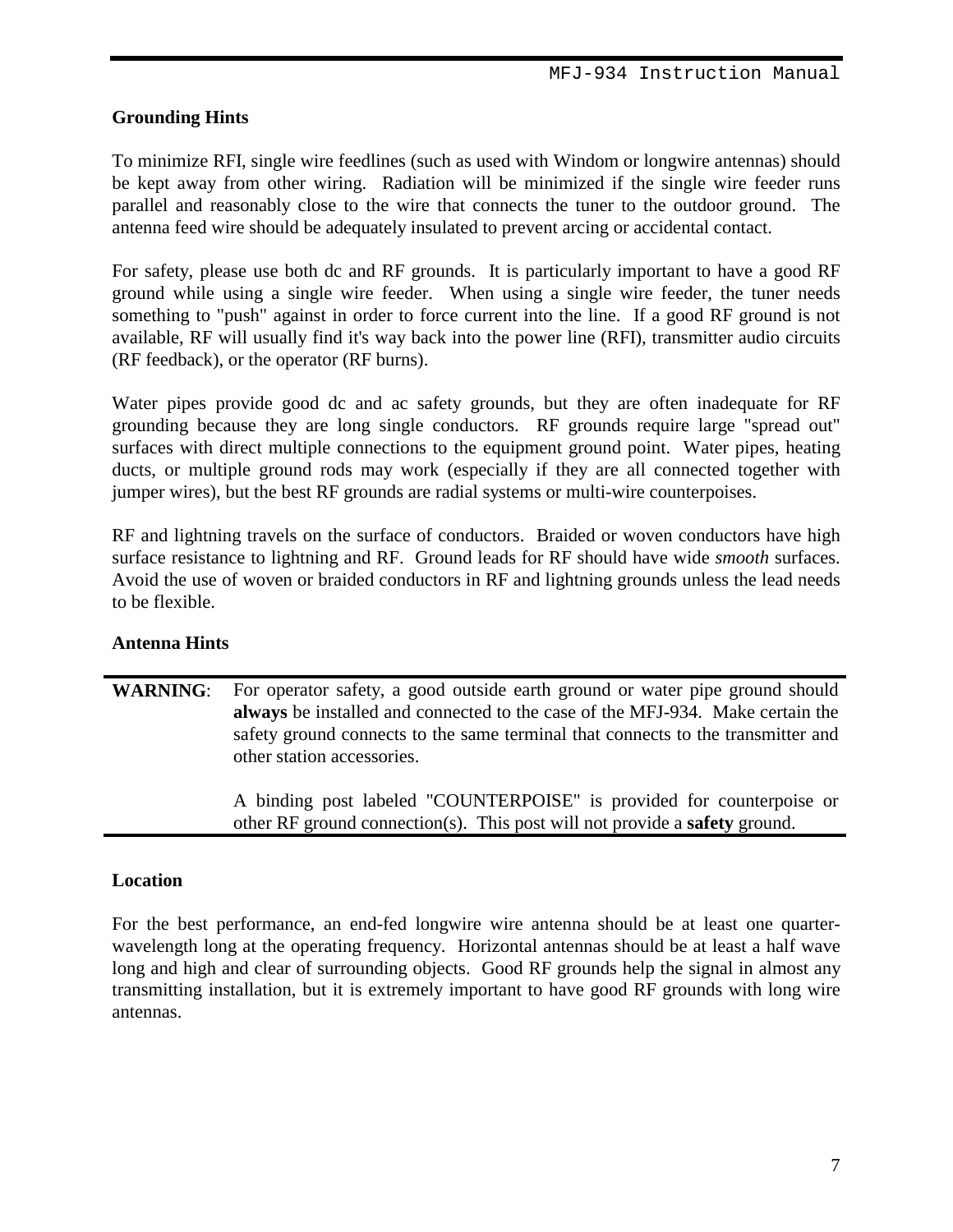## Grounding Hints

To minimize RFI, single wire feedlines (such as used with Windom or longwire antennas) should be kept away from other wiring. Radiation will be minimized if the single wire feeder runs parallel and reasonably close to the wire that connects the tuner to the outdoor ground. The antenna feed wire should be adequately insulated to prevent arcing or accidental contact.

For safety, please use both dc and RF grounds. It is particularly important to have a good RF ground while using a single wire feeder. When using a single wire feeder, the tuner needs something to "push" against in order to force current into the line. If a good RF ground is not available, RF will usually find it's way back into the power line (RFI), transmitter audio circuits (RF feedback), or the operator (RF burns).

Water pipes provide good dc and ac safety grounds, but they are often inadequate for RF grounding because they are long single conductors. RF grounds require large "spread out" surfaces with direct multiple connections to the equipment ground point. Water pipes, heating ducts, or multiple ground rods may work (especially if they are all connected together with jumper wires), but the best RF grounds are radial systems or multi-wire counterpoises.

RF and lightning travels on the surface of conductors. Braided or woven conductors have high surface resistance to lightning and RF. Ground leads for RF should have wide *smooth* surfaces. Avoid the use of woven or braided conductors in RF and lightning grounds unless the lead needs to be flexible.

## Antenna Hints

**WARNING**: For operator safety, a good outside earth ground or water pipe ground should **always** be installed and connected to the case of the MFJ-934. Make certain the safety ground connects to the same terminal that connects to the transmitter and other station accessories.

A binding post labeled "COUNTERPOISE" is provided for counterpoise or other RF ground connection(s). This post will not provide a **safety** ground.

## Location

For the best performance, an end-fed longwire wire antenna should be at least one quarter-wavelength long at the operating frequency. Horizontal antennas should be at least a half wave long and high and clear of surrounding objects. Good RF grounds help the signal in almost any transmitting installation, but it is extremely important to have good RF grounds with long wire antennas.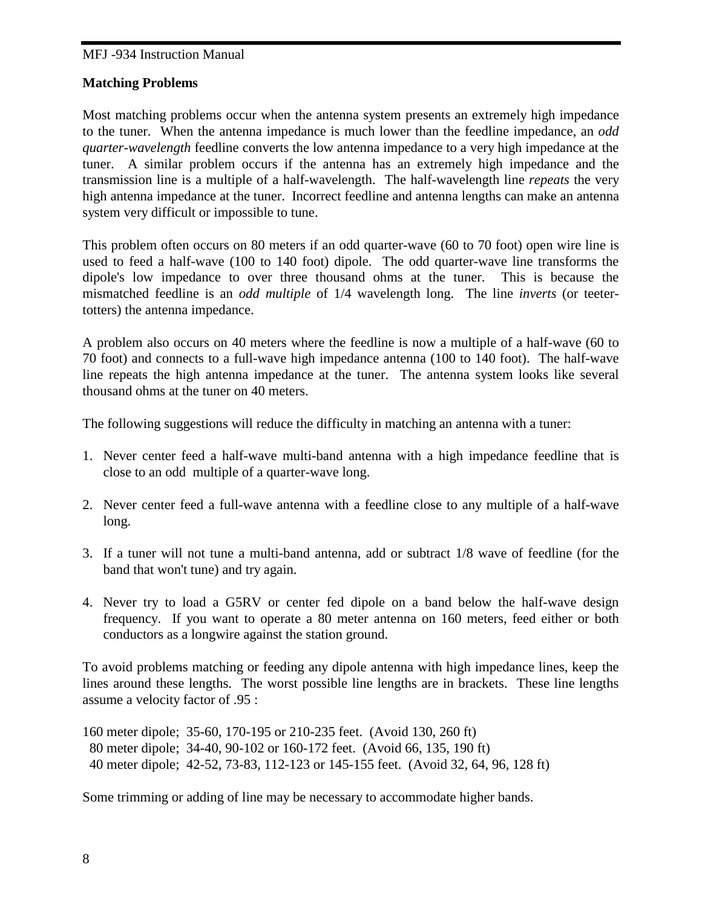## Matching Problems

Most matching problems occur when the antenna system presents an extremely high impedance to the tuner. When the antenna impedance is much lower than the feedline impedance, an *odd quarter-wavelength* feedline converts the low antenna impedance to a very high impedance at the tuner. A similar problem occurs if the antenna has an extremely high impedance and the transmission line is a multiple of a half-wavelength. The half-wavelength line *repeats* the very high antenna impedance at the tuner. Incorrect feedline and antenna lengths can make an antenna system very difficult or impossible to tune.

This problem often occurs on 80 meters if an odd quarter-wave (60 to 70 foot) open wire line is used to feed a half-wave (100 to 140 foot) dipole. The odd quarter-wave line transforms the dipole's low impedance to over three thousand ohms at the tuner. This is because the mismatched feedline is an *odd multiple* of 1/4 wavelength long. The line *inverts* (or teeter-totters) the antenna impedance.

A problem also occurs on 40 meters where the feedline is now a multiple of a half-wave (60 to 70 foot) and connects to a full-wave high impedance antenna (100 to 140 foot). The half-wave line repeats the high antenna impedance at the tuner. The antenna system looks like several thousand ohms at the tuner on 40 meters.

The following suggestions will reduce the difficulty in matching an antenna with a tuner:

1. Never center feed a half-wave multi-band antenna with a high impedance feedline that is close to an odd multiple of a quarter-wave long.
2. Never center feed a full-wave antenna with a feedline close to any multiple of a half-wave long.
3. If a tuner will not tune a multi-band antenna, add or subtract 1/8 wave of feedline (for the band that won't tune) and try again.
4. Never try to load a G5RV or center fed dipole on a band below the half-wave design frequency. If you want to operate a 80 meter antenna on 160 meters, feed either or both conductors as a longwire against the station ground.

To avoid problems matching or feeding any dipole antenna with high impedance lines, keep the lines around these lengths. The worst possible line lengths are in brackets. These line lengths assume a velocity factor of .95 :

160 meter dipole; 35-60, 170-195 or 210-235 feet. (Avoid 130, 260 ft)
80 meter dipole; 34-40, 90-102 or 160-172 feet. (Avoid 66, 135, 190 ft)
40 meter dipole; 42-52, 73-83, 112-123 or 145-155 feet. (Avoid 32, 64, 96, 128 ft)

Some trimming or adding of line may be necessary to accommodate higher bands.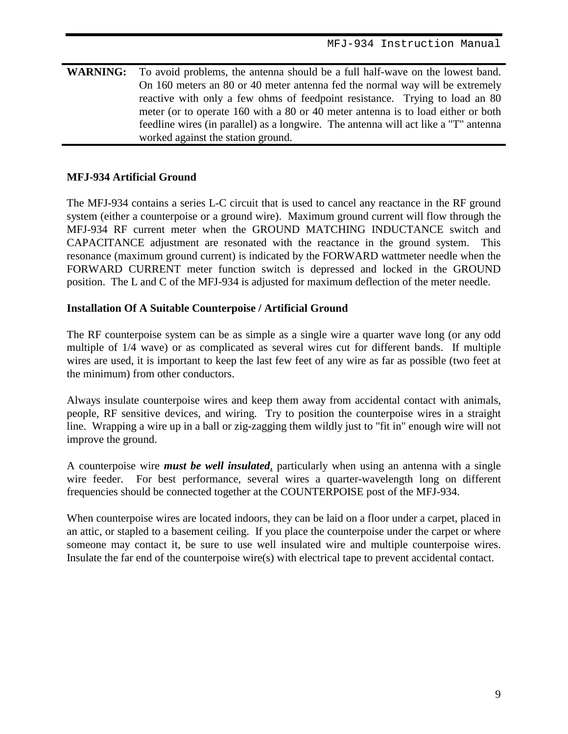**WARNING:** To avoid problems, the antenna should be a full half-wave on the lowest band. On 160 meters an 80 or 40 meter antenna fed the normal way will be extremely reactive with only a few ohms of feedpoint resistance. Trying to load an 80 meter (or to operate 160 with a 80 or 40 meter antenna is to load either or both feedline wires (in parallel) as a longwire. The antenna will act like a "T" antenna worked against the station ground.

### MFJ-934 Artificial Ground

The MFJ-934 contains a series L-C circuit that is used to cancel any reactance in the RF ground system (either a counterpoise or a ground wire). Maximum ground current will flow through the MFJ-934 RF current meter when the GROUND MATCHING INDUCTANCE switch and CAPACITANCE adjustment are resonated with the reactance in the ground system. This resonance (maximum ground current) is indicated by the FORWARD wattmeter needle when the FORWARD CURRENT meter function switch is depressed and locked in the GROUND position. The L and C of the MFJ-934 is adjusted for maximum deflection of the meter needle.

### Installation Of A Suitable Counterpoise / Artificial Ground

The RF counterpoise system can be as simple as a single wire a quarter wave long (or any odd multiple of 1/4 wave) or as complicated as several wires cut for different bands. If multiple wires are used, it is important to keep the last few feet of any wire as far as possible (two feet at the minimum) from other conductors.

Always insulate counterpoise wires and keep them away from accidental contact with animals, people, RF sensitive devices, and wiring. Try to position the counterpoise wires in a straight line. Wrapping a wire up in a ball or zig-zagging them wildly just to "fit in" enough wire will not improve the ground.

A counterpoise wire ***must be well insulated***, particularly when using an antenna with a single wire feeder. For best performance, several wires a quarter-wavelength long on different frequencies should be connected together at the COUNTERPOISE post of the MFJ-934.

When counterpoise wires are located indoors, they can be laid on a floor under a carpet, placed in an attic, or stapled to a basement ceiling. If you place the counterpoise under the carpet or where someone may contact it, be sure to use well insulated wire and multiple counterpoise wires. Insulate the far end of the counterpoise wire(s) with electrical tape to prevent accidental contact.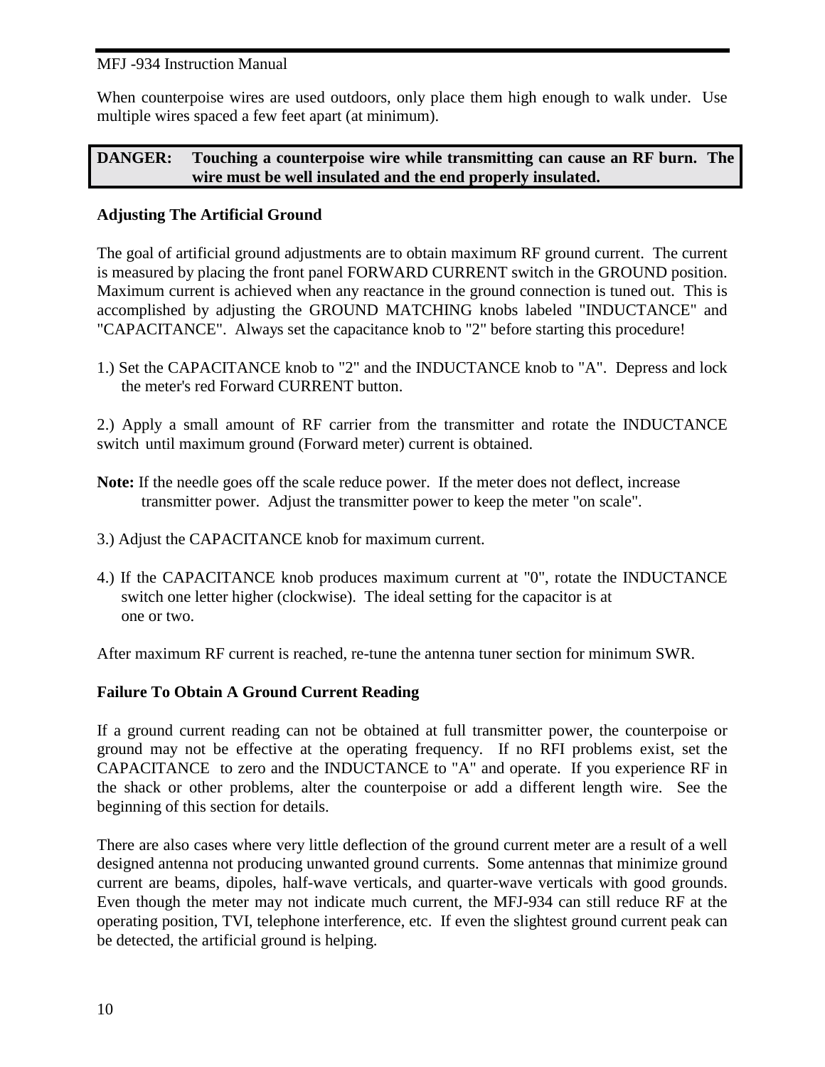When counterpoise wires are used outdoors, only place them high enough to walk under. Use multiple wires spaced a few feet apart (at minimum).

| **DANGER:** | **Touching a counterpoise wire while transmitting can cause an RF burn. The wire must be well insulated and the end properly insulated.** |
|---|---|

**Adjusting The Artificial Ground**

The goal of artificial ground adjustments are to obtain maximum RF ground current. The current is measured by placing the front panel FORWARD CURRENT switch in the GROUND position. Maximum current is achieved when any reactance in the ground connection is tuned out. This is accomplished by adjusting the GROUND MATCHING knobs labeled "INDUCTANCE" and "CAPACITANCE". Always set the capacitance knob to "2" before starting this procedure!

1.) Set the CAPACITANCE knob to "2" and the INDUCTANCE knob to "A". Depress and lock the meter's red Forward CURRENT button.

2.) Apply a small amount of RF carrier from the transmitter and rotate the INDUCTANCE switch until maximum ground (Forward meter) current is obtained.

**Note:** If the needle goes off the scale reduce power. If the meter does not deflect, increase transmitter power. Adjust the transmitter power to keep the meter "on scale".

3.) Adjust the CAPACITANCE knob for maximum current.

4.) If the CAPACITANCE knob produces maximum current at "0", rotate the INDUCTANCE switch one letter higher (clockwise). The ideal setting for the capacitor is at one or two.

After maximum RF current is reached, re-tune the antenna tuner section for minimum SWR.

**Failure To Obtain A Ground Current Reading**

If a ground current reading can not be obtained at full transmitter power, the counterpoise or ground may not be effective at the operating frequency. If no RFI problems exist, set the CAPACITANCE to zero and the INDUCTANCE to "A" and operate. If you experience RF in the shack or other problems, alter the counterpoise or add a different length wire. See the beginning of this section for details.

There are also cases where very little deflection of the ground current meter are a result of a well designed antenna not producing unwanted ground currents. Some antennas that minimize ground current are beams, dipoles, half-wave verticals, and quarter-wave verticals with good grounds. Even though the meter may not indicate much current, the MFJ-934 can still reduce RF at the operating position, TVI, telephone interference, etc. If even the slightest ground current peak can be detected, the artificial ground is helping.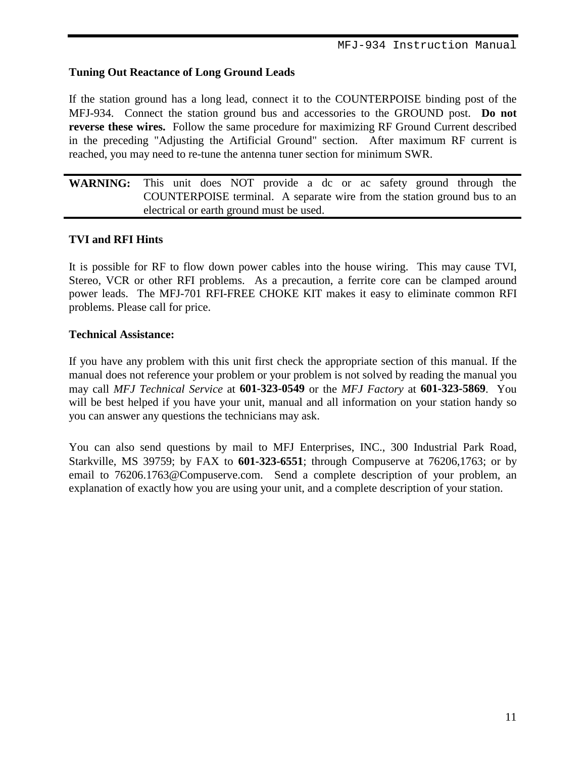### Tuning Out Reactance of Long Ground Leads

If the station ground has a long lead, connect it to the COUNTERPOISE binding post of the MFJ-934. Connect the station ground bus and accessories to the GROUND post. **Do not reverse these wires.** Follow the same procedure for maximizing RF Ground Current described in the preceding "Adjusting the Artificial Ground" section. After maximum RF current is reached, you may need to re-tune the antenna tuner section for minimum SWR.

---

**WARNING:** This unit does NOT provide a dc or ac safety ground through the COUNTERPOISE terminal. A separate wire from the station ground bus to an electrical or earth ground must be used.

---

### TVI and RFI Hints

It is possible for RF to flow down power cables into the house wiring. This may cause TVI, Stereo, VCR or other RFI problems. As a precaution, a ferrite core can be clamped around power leads. The MFJ-701 RFI-FREE CHOKE KIT makes it easy to eliminate common RFI problems. Please call for price.

### Technical Assistance:

If you have any problem with this unit first check the appropriate section of this manual. If the manual does not reference your problem or your problem is not solved by reading the manual you may call *MFJ Technical Service* at **601-323-0549** or the *MFJ Factory* at **601-323-5869**. You will be best helped if you have your unit, manual and all information on your station handy so you can answer any questions the technicians may ask.

You can also send questions by mail to MFJ Enterprises, INC., 300 Industrial Park Road, Starkville, MS 39759; by FAX to **601-323-6551**; through Compuserve at 76206,1763; or by email to 76206.1763@Compuserve.com. Send a complete description of your problem, an explanation of exactly how you are using your unit, and a complete description of your station.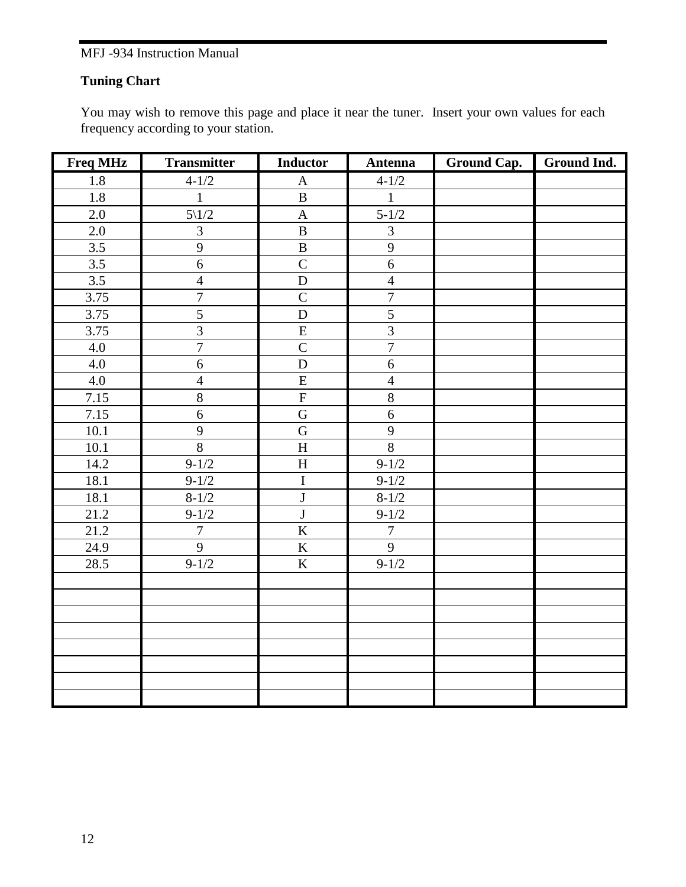## Tuning Chart

You may wish to remove this page and place it near the tuner. Insert your own values for each frequency according to your station.

| Freq MHz | Transmitter | Inductor | Antenna | Ground Cap. | Ground Ind. |
|---|---|---|---|---|---|
| 1.8 | 4-1/2 | A | 4-1/2 | | |
| 1.8 | 1 | B | 1 | | |
| 2.0 | 5\1/2 | A | 5-1/2 | | |
| 2.0 | 3 | B | 3 | | |
| 3.5 | 9 | B | 9 | | |
| 3.5 | 6 | C | 6 | | |
| 3.5 | 4 | D | 4 | | |
| 3.75 | 7 | C | 7 | | |
| 3.75 | 5 | D | 5 | | |
| 3.75 | 3 | E | 3 | | |
| 4.0 | 7 | C | 7 | | |
| 4.0 | 6 | D | 6 | | |
| 4.0 | 4 | E | 4 | | |
| 7.15 | 8 | F | 8 | | |
| 7.15 | 6 | G | 6 | | |
| 10.1 | 9 | G | 9 | | |
| 10.1 | 8 | H | 8 | | |
| 14.2 | 9-1/2 | H | 9-1/2 | | |
| 18.1 | 9-1/2 | I | 9-1/2 | | |
| 18.1 | 8-1/2 | J | 8-1/2 | | |
| 21.2 | 9-1/2 | J | 9-1/2 | | |
| 21.2 | 7 | K | 7 | | |
| 24.9 | 9 | K | 9 | | |
| 28.5 | 9-1/2 | K | 9-1/2 | | |
| | | | | | |
| | | | | | |
| | | | | | |
| | | | | | |
| | | | | | |
| | | | | | |
| | | | | | |
| | | | | | |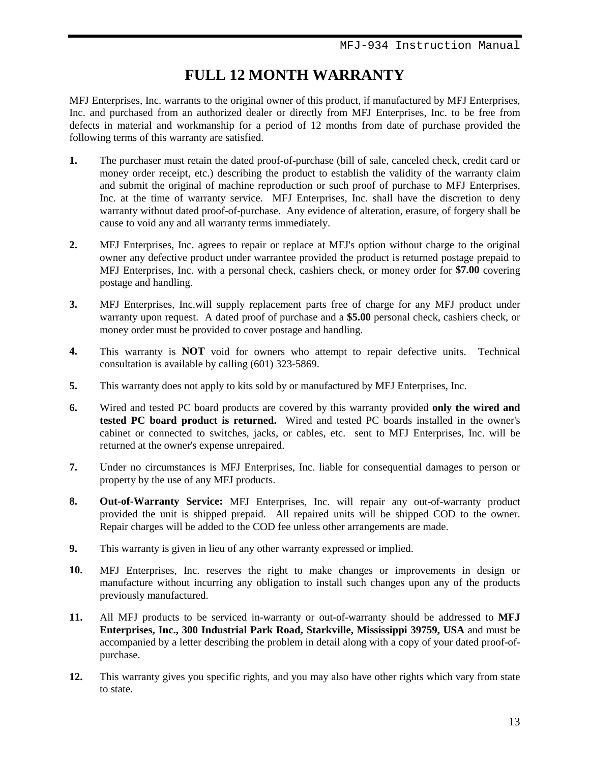# FULL 12 MONTH WARRANTY

MFJ Enterprises, Inc. warrants to the original owner of this product, if manufactured by MFJ Enterprises, Inc. and purchased from an authorized dealer or directly from MFJ Enterprises, Inc. to be free from defects in material and workmanship for a period of 12 months from date of purchase provided the following terms of this warranty are satisfied.

**1.** The purchaser must retain the dated proof-of-purchase (bill of sale, canceled check, credit card or money order receipt, etc.) describing the product to establish the validity of the warranty claim and submit the original of machine reproduction or such proof of purchase to MFJ Enterprises, Inc. at the time of warranty service. MFJ Enterprises, Inc. shall have the discretion to deny warranty without dated proof-of-purchase. Any evidence of alteration, erasure, of forgery shall be cause to void any and all warranty terms immediately.

**2.** MFJ Enterprises, Inc. agrees to repair or replace at MFJ's option without charge to the original owner any defective product under warrantee provided the product is returned postage prepaid to MFJ Enterprises, Inc. with a personal check, cashiers check, or money order for **$7.00** covering postage and handling.

**3.** MFJ Enterprises, Inc.will supply replacement parts free of charge for any MFJ product under warranty upon request. A dated proof of purchase and a **$5.00** personal check, cashiers check, or money order must be provided to cover postage and handling.

**4.** This warranty is **NOT** void for owners who attempt to repair defective units. Technical consultation is available by calling (601) 323-5869.

**5.** This warranty does not apply to kits sold by or manufactured by MFJ Enterprises, Inc.

**6.** Wired and tested PC board products are covered by this warranty provided **only the wired and tested PC board product is returned.** Wired and tested PC boards installed in the owner's cabinet or connected to switches, jacks, or cables, etc. sent to MFJ Enterprises, Inc. will be returned at the owner's expense unrepaired.

**7.** Under no circumstances is MFJ Enterprises, Inc. liable for consequential damages to person or property by the use of any MFJ products.

**8.** **Out-of-Warranty Service:** MFJ Enterprises, Inc. will repair any out-of-warranty product provided the unit is shipped prepaid. All repaired units will be shipped COD to the owner. Repair charges will be added to the COD fee unless other arrangements are made.

**9.** This warranty is given in lieu of any other warranty expressed or implied.

**10.** MFJ Enterprises, Inc. reserves the right to make changes or improvements in design or manufacture without incurring any obligation to install such changes upon any of the products previously manufactured.

**11.** All MFJ products to be serviced in-warranty or out-of-warranty should be addressed to **MFJ Enterprises, Inc., 300 Industrial Park Road, Starkville, Mississippi 39759, USA** and must be accompanied by a letter describing the problem in detail along with a copy of your dated proof-of-purchase.

**12.** This warranty gives you specific rights, and you may also have other rights which vary from state to state.